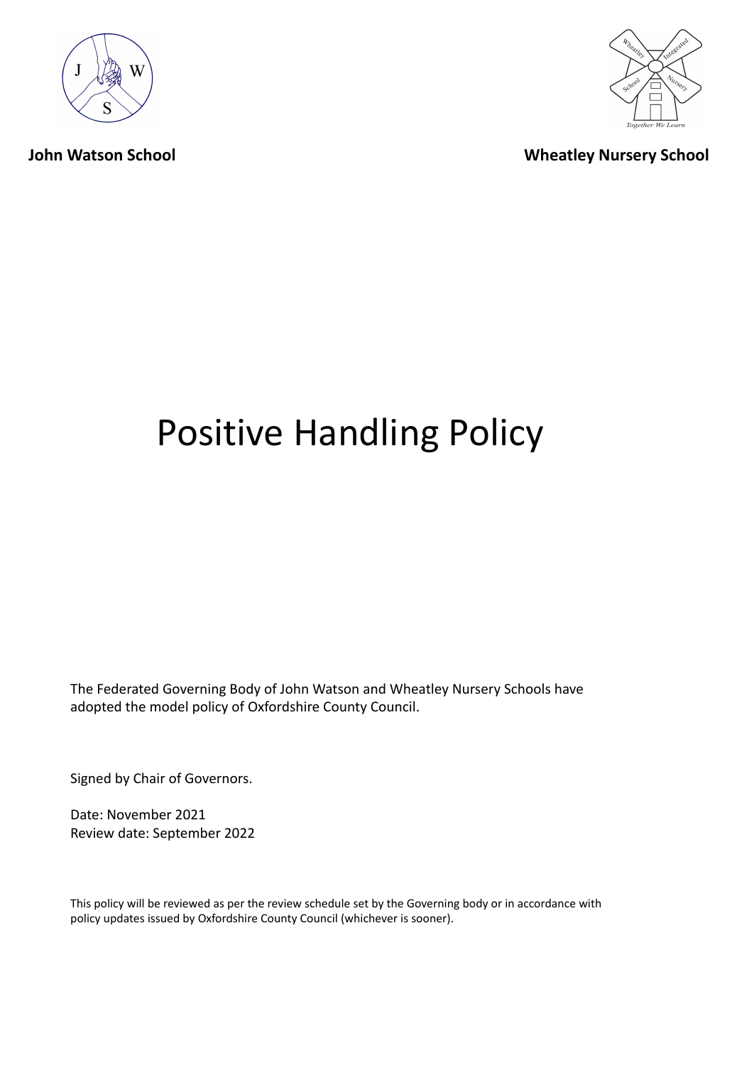**John Watson School** **Wheatley Nursery School**

# Positive Handling Policy

The Federated Governing Body of John Watson and Wheatley Nursery Schools have adopted the model policy of Oxfordshire County Council.

Signed by Chair of Governors.

Date: November 2021
Review date: September 2022

This policy will be reviewed as per the review schedule set by the Governing body or in accordance with policy updates issued by Oxfordshire County Council (whichever is sooner).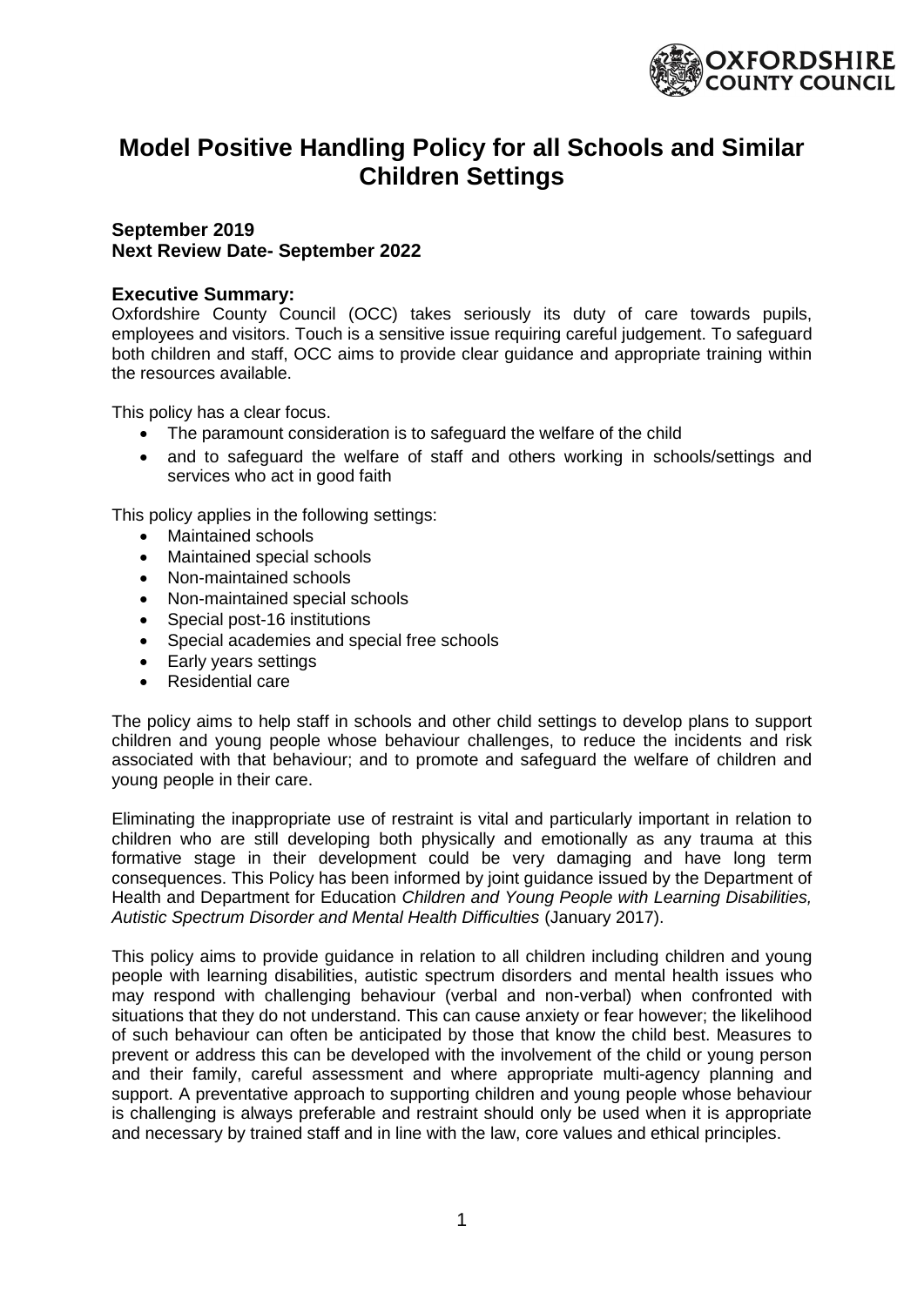# Model Positive Handling Policy for all Schools and Similar Children Settings

**September 2019**
**Next Review Date- September 2022**

**Executive Summary:**
Oxfordshire County Council (OCC) takes seriously its duty of care towards pupils, employees and visitors. Touch is a sensitive issue requiring careful judgement. To safeguard both children and staff, OCC aims to provide clear guidance and appropriate training within the resources available.

This policy has a clear focus.

- The paramount consideration is to safeguard the welfare of the child
- and to safeguard the welfare of staff and others working in schools/settings and services who act in good faith

This policy applies in the following settings:

- Maintained schools
- Maintained special schools
- Non-maintained schools
- Non-maintained special schools
- Special post-16 institutions
- Special academies and special free schools
- Early years settings
- Residential care

The policy aims to help staff in schools and other child settings to develop plans to support children and young people whose behaviour challenges, to reduce the incidents and risk associated with that behaviour; and to promote and safeguard the welfare of children and young people in their care.

Eliminating the inappropriate use of restraint is vital and particularly important in relation to children who are still developing both physically and emotionally as any trauma at this formative stage in their development could be very damaging and have long term consequences. This Policy has been informed by joint guidance issued by the Department of Health and Department for Education *Children and Young People with Learning Disabilities, Autistic Spectrum Disorder and Mental Health Difficulties* (January 2017).

This policy aims to provide guidance in relation to all children including children and young people with learning disabilities, autistic spectrum disorders and mental health issues who may respond with challenging behaviour (verbal and non-verbal) when confronted with situations that they do not understand. This can cause anxiety or fear however; the likelihood of such behaviour can often be anticipated by those that know the child best. Measures to prevent or address this can be developed with the involvement of the child or young person and their family, careful assessment and where appropriate multi-agency planning and support. A preventative approach to supporting children and young people whose behaviour is challenging is always preferable and restraint should only be used when it is appropriate and necessary by trained staff and in line with the law, core values and ethical principles.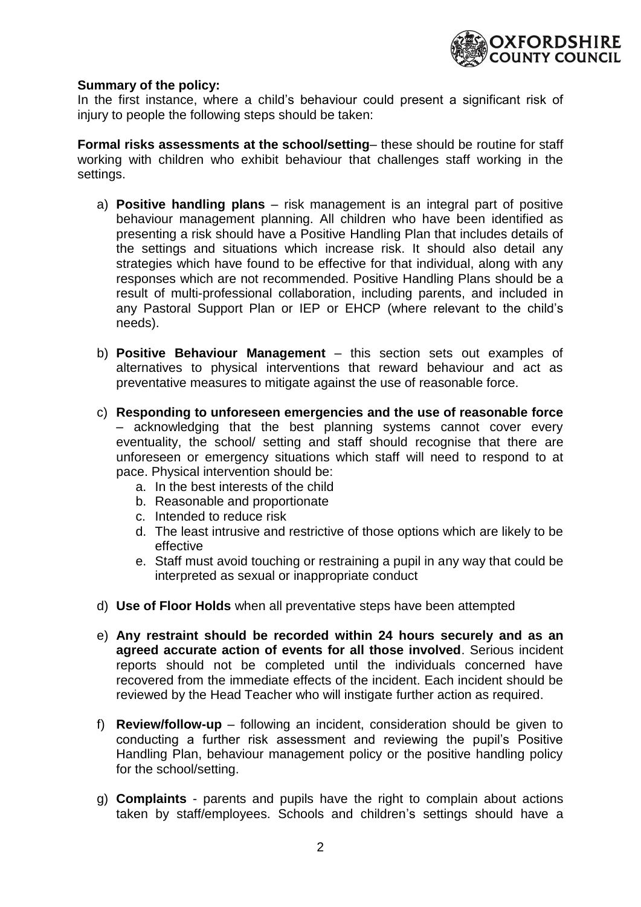**Summary of the policy:**

In the first instance, where a child's behaviour could present a significant risk of injury to people the following steps should be taken:

**Formal risks assessments at the school/setting**– these should be routine for staff working with children who exhibit behaviour that challenges staff working in the settings.

a) **Positive handling plans** – risk management is an integral part of positive behaviour management planning. All children who have been identified as presenting a risk should have a Positive Handling Plan that includes details of the settings and situations which increase risk. It should also detail any strategies which have found to be effective for that individual, along with any responses which are not recommended. Positive Handling Plans should be a result of multi-professional collaboration, including parents, and included in any Pastoral Support Plan or IEP or EHCP (where relevant to the child's needs).

b) **Positive Behaviour Management** – this section sets out examples of alternatives to physical interventions that reward behaviour and act as preventative measures to mitigate against the use of reasonable force.

c) **Responding to unforeseen emergencies and the use of reasonable force** – acknowledging that the best planning systems cannot cover every eventuality, the school/ setting and staff should recognise that there are unforeseen or emergency situations which staff will need to respond to at pace. Physical intervention should be:
   a. In the best interests of the child
   b. Reasonable and proportionate
   c. Intended to reduce risk
   d. The least intrusive and restrictive of those options which are likely to be effective
   e. Staff must avoid touching or restraining a pupil in any way that could be interpreted as sexual or inappropriate conduct

d) **Use of Floor Holds** when all preventative steps have been attempted

e) **Any restraint should be recorded within 24 hours securely and as an agreed accurate action of events for all those involved**. Serious incident reports should not be completed until the individuals concerned have recovered from the immediate effects of the incident. Each incident should be reviewed by the Head Teacher who will instigate further action as required.

f) **Review/follow-up** – following an incident, consideration should be given to conducting a further risk assessment and reviewing the pupil's Positive Handling Plan, behaviour management policy or the positive handling policy for the school/setting.

g) **Complaints** - parents and pupils have the right to complain about actions taken by staff/employees. Schools and children's settings should have a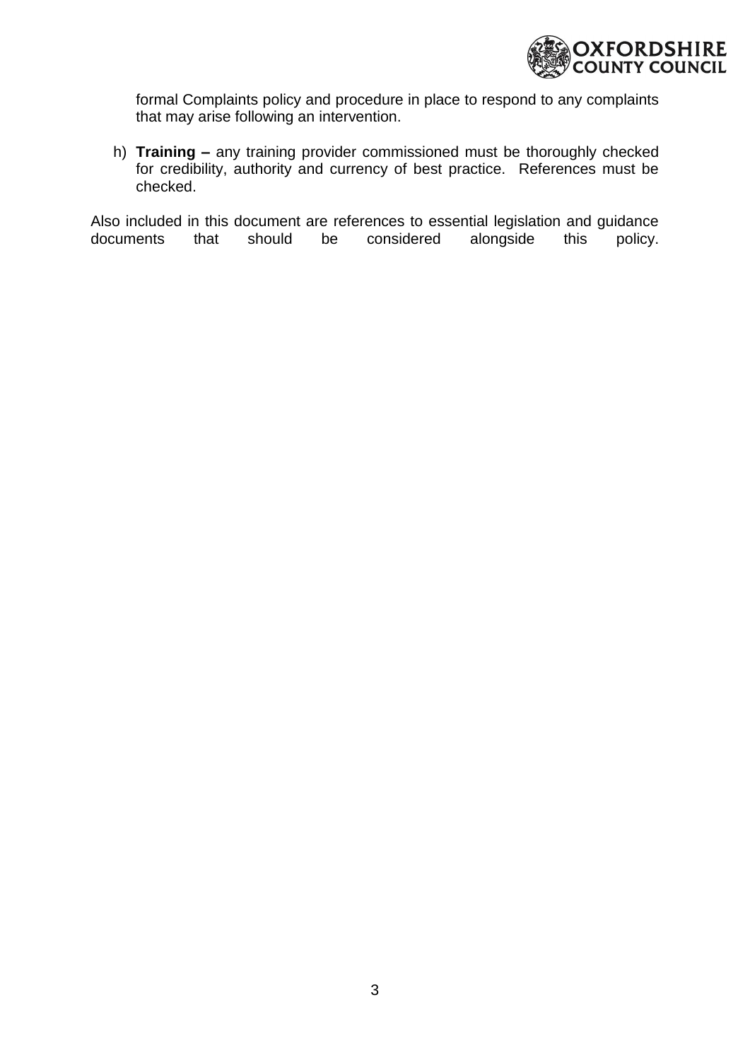formal Complaints policy and procedure in place to respond to any complaints that may arise following an intervention.

h) **Training –** any training provider commissioned must be thoroughly checked for credibility, authority and currency of best practice. References must be checked.

Also included in this document are references to essential legislation and guidance documents that should be considered alongside this policy.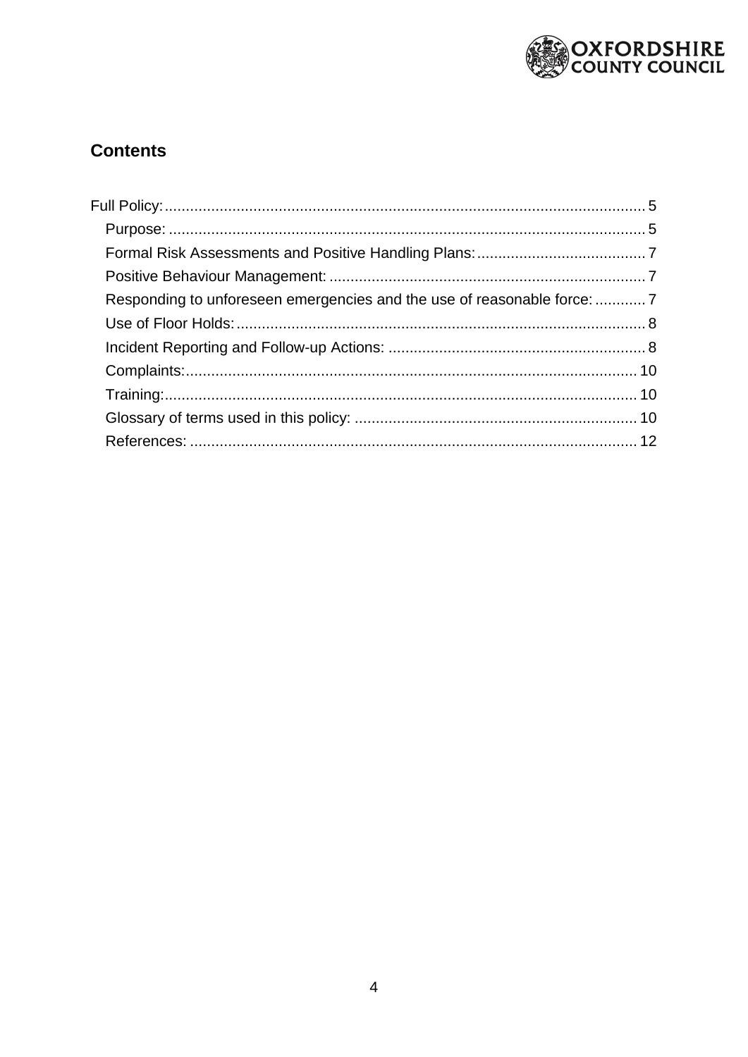## Contents

- Full Policy: 5
  - Purpose: 5
  - Formal Risk Assessments and Positive Handling Plans: 7
  - Positive Behaviour Management: 7
  - Responding to unforeseen emergencies and the use of reasonable force: 7
  - Use of Floor Holds: 8
  - Incident Reporting and Follow-up Actions: 8
  - Complaints: 10
  - Training: 10
  - Glossary of terms used in this policy: 10
  - References: 12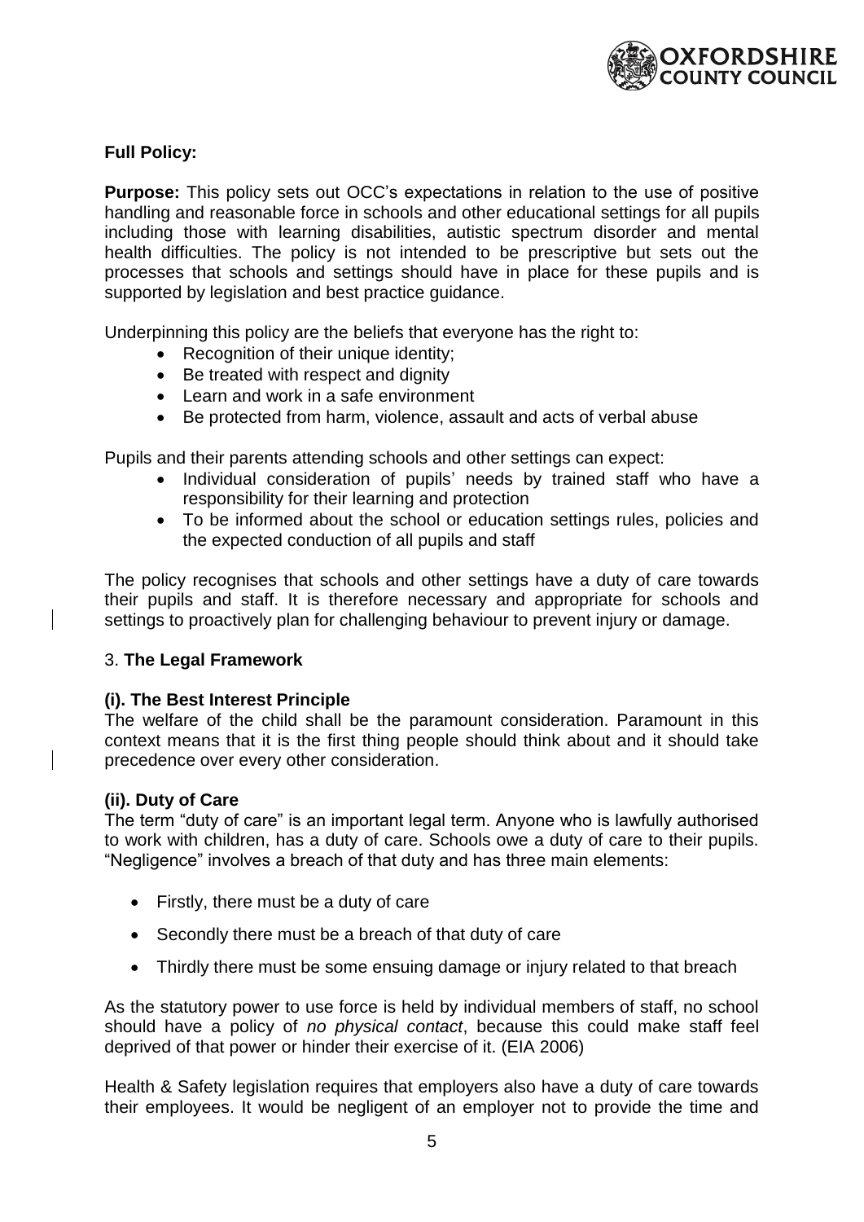**Full Policy:**

**Purpose:** This policy sets out OCC's expectations in relation to the use of positive handling and reasonable force in schools and other educational settings for all pupils including those with learning disabilities, autistic spectrum disorder and mental health difficulties. The policy is not intended to be prescriptive but sets out the processes that schools and settings should have in place for these pupils and is supported by legislation and best practice guidance.

Underpinning this policy are the beliefs that everyone has the right to:

- Recognition of their unique identity;
- Be treated with respect and dignity
- Learn and work in a safe environment
- Be protected from harm, violence, assault and acts of verbal abuse

Pupils and their parents attending schools and other settings can expect:

- Individual consideration of pupils' needs by trained staff who have a responsibility for their learning and protection
- To be informed about the school or education settings rules, policies and the expected conduction of all pupils and staff

The policy recognises that schools and other settings have a duty of care towards their pupils and staff. It is therefore necessary and appropriate for schools and settings to proactively plan for challenging behaviour to prevent injury or damage.

## 3. **The Legal Framework**

### (i). The Best Interest Principle

The welfare of the child shall be the paramount consideration. Paramount in this context means that it is the first thing people should think about and it should take precedence over every other consideration.

### (ii). Duty of Care

The term "duty of care" is an important legal term. Anyone who is lawfully authorised to work with children, has a duty of care. Schools owe a duty of care to their pupils. "Negligence" involves a breach of that duty and has three main elements:

- Firstly, there must be a duty of care
- Secondly there must be a breach of that duty of care
- Thirdly there must be some ensuing damage or injury related to that breach

As the statutory power to use force is held by individual members of staff, no school should have a policy of *no physical contact*, because this could make staff feel deprived of that power or hinder their exercise of it. (EIA 2006)

Health & Safety legislation requires that employers also have a duty of care towards their employees. It would be negligent of an employer not to provide the time and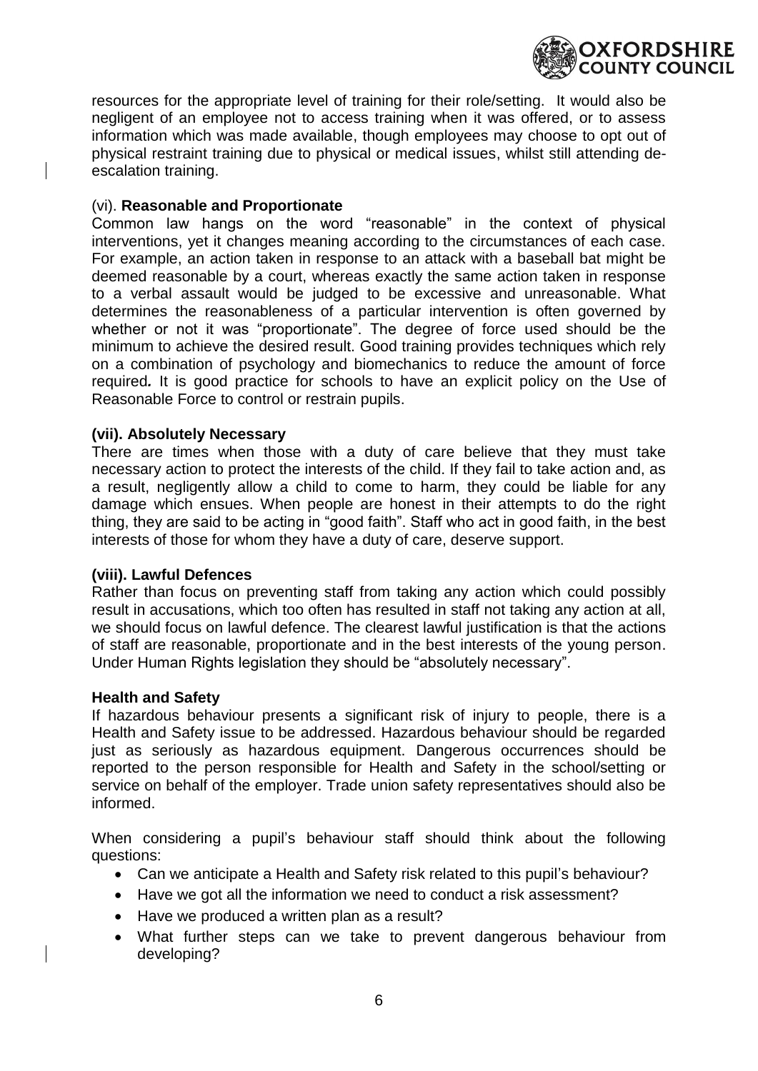resources for the appropriate level of training for their role/setting. It would also be negligent of an employee not to access training when it was offered, or to assess information which was made available, though employees may choose to opt out of physical restraint training due to physical or medical issues, whilst still attending de-escalation training.

(vi). **Reasonable and Proportionate**

Common law hangs on the word "reasonable" in the context of physical interventions, yet it changes meaning according to the circumstances of each case. For example, an action taken in response to an attack with a baseball bat might be deemed reasonable by a court, whereas exactly the same action taken in response to a verbal assault would be judged to be excessive and unreasonable. What determines the reasonableness of a particular intervention is often governed by whether or not it was "proportionate". The degree of force used should be the minimum to achieve the desired result. Good training provides techniques which rely on a combination of psychology and biomechanics to reduce the amount of force required*.* It is good practice for schools to have an explicit policy on the Use of Reasonable Force to control or restrain pupils.

**(vii). Absolutely Necessary**

There are times when those with a duty of care believe that they must take necessary action to protect the interests of the child. If they fail to take action and, as a result, negligently allow a child to come to harm, they could be liable for any damage which ensues. When people are honest in their attempts to do the right thing, they are said to be acting in "good faith". Staff who act in good faith, in the best interests of those for whom they have a duty of care, deserve support.

**(viii). Lawful Defences**

Rather than focus on preventing staff from taking any action which could possibly result in accusations, which too often has resulted in staff not taking any action at all, we should focus on lawful defence. The clearest lawful justification is that the actions of staff are reasonable, proportionate and in the best interests of the young person. Under Human Rights legislation they should be "absolutely necessary".

**Health and Safety**

If hazardous behaviour presents a significant risk of injury to people, there is a Health and Safety issue to be addressed. Hazardous behaviour should be regarded just as seriously as hazardous equipment. Dangerous occurrences should be reported to the person responsible for Health and Safety in the school/setting or service on behalf of the employer. Trade union safety representatives should also be informed.

When considering a pupil's behaviour staff should think about the following questions:

- Can we anticipate a Health and Safety risk related to this pupil's behaviour?
- Have we got all the information we need to conduct a risk assessment?
- Have we produced a written plan as a result?
- What further steps can we take to prevent dangerous behaviour from developing?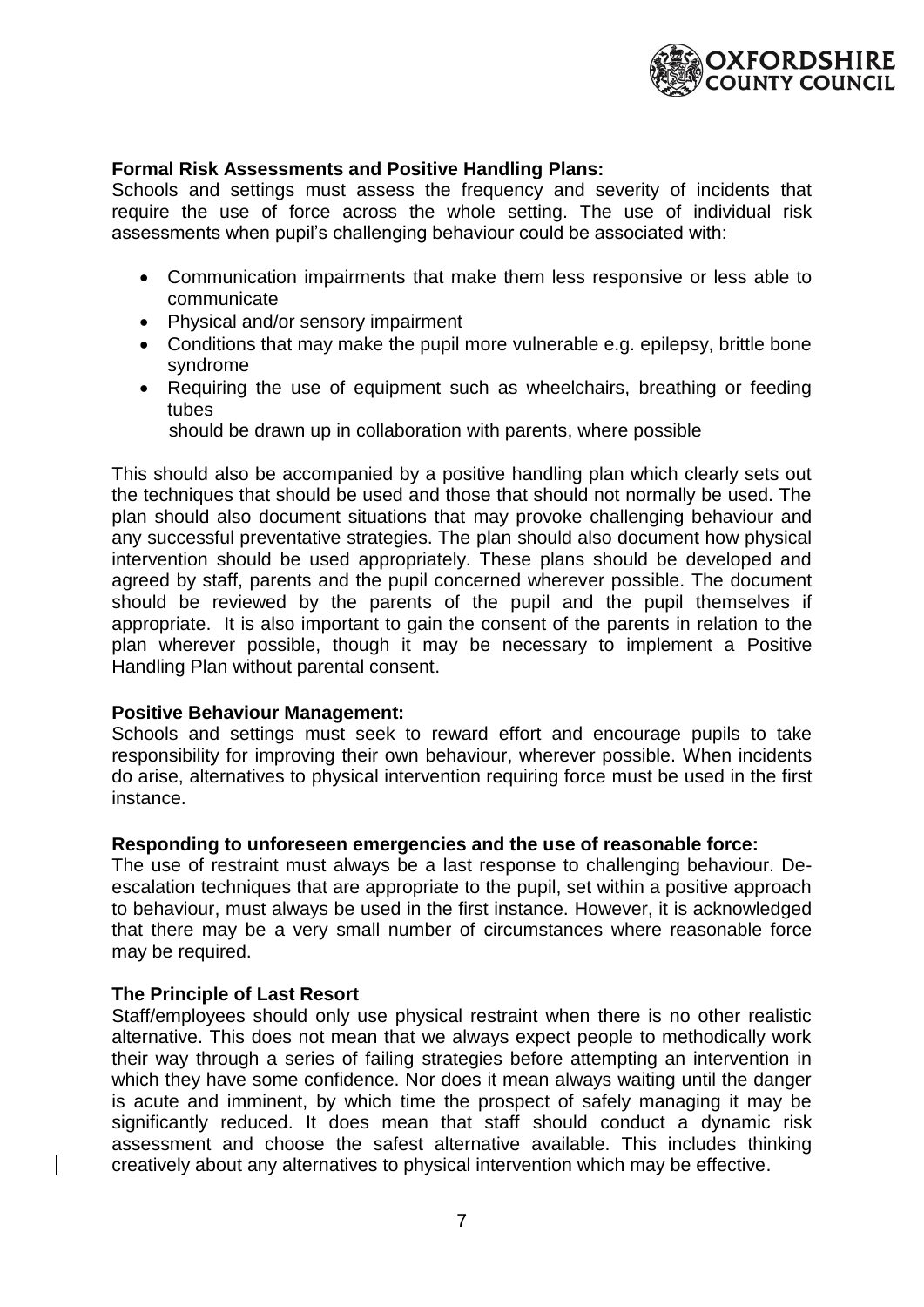**Formal Risk Assessments and Positive Handling Plans:**
Schools and settings must assess the frequency and severity of incidents that require the use of force across the whole setting. The use of individual risk assessments when pupil's challenging behaviour could be associated with:

- Communication impairments that make them less responsive or less able to communicate
- Physical and/or sensory impairment
- Conditions that may make the pupil more vulnerable e.g. epilepsy, brittle bone syndrome
- Requiring the use of equipment such as wheelchairs, breathing or feeding tubes

  should be drawn up in collaboration with parents, where possible

This should also be accompanied by a positive handling plan which clearly sets out the techniques that should be used and those that should not normally be used. The plan should also document situations that may provoke challenging behaviour and any successful preventative strategies. The plan should also document how physical intervention should be used appropriately. These plans should be developed and agreed by staff, parents and the pupil concerned wherever possible. The document should be reviewed by the parents of the pupil and the pupil themselves if appropriate. It is also important to gain the consent of the parents in relation to the plan wherever possible, though it may be necessary to implement a Positive Handling Plan without parental consent.

**Positive Behaviour Management:**
Schools and settings must seek to reward effort and encourage pupils to take responsibility for improving their own behaviour, wherever possible. When incidents do arise, alternatives to physical intervention requiring force must be used in the first instance.

**Responding to unforeseen emergencies and the use of reasonable force:**
The use of restraint must always be a last response to challenging behaviour. De-escalation techniques that are appropriate to the pupil, set within a positive approach to behaviour, must always be used in the first instance. However, it is acknowledged that there may be a very small number of circumstances where reasonable force may be required.

**The Principle of Last Resort**
Staff/employees should only use physical restraint when there is no other realistic alternative. This does not mean that we always expect people to methodically work their way through a series of failing strategies before attempting an intervention in which they have some confidence. Nor does it mean always waiting until the danger is acute and imminent, by which time the prospect of safely managing it may be significantly reduced. It does mean that staff should conduct a dynamic risk assessment and choose the safest alternative available. This includes thinking creatively about any alternatives to physical intervention which may be effective.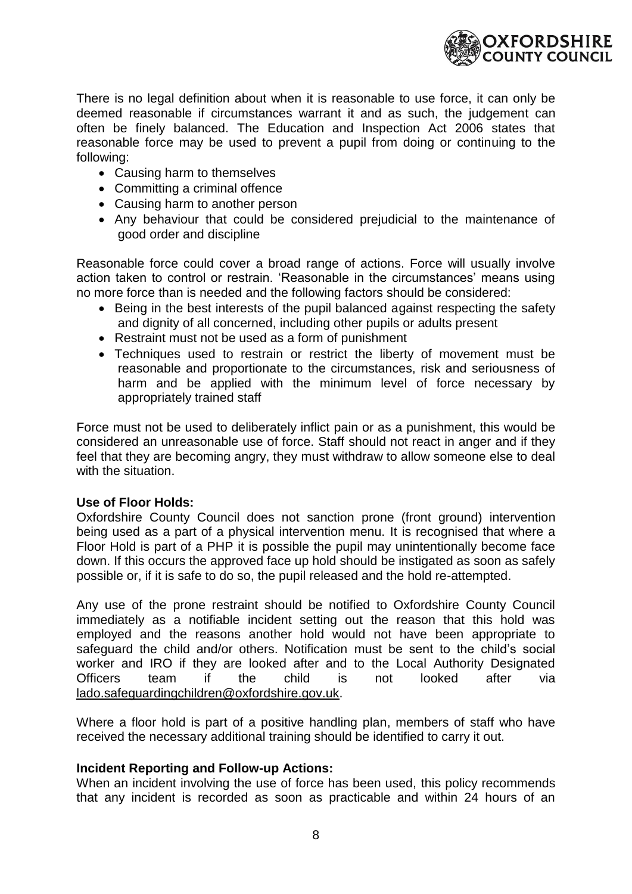There is no legal definition about when it is reasonable to use force, it can only be deemed reasonable if circumstances warrant it and as such, the judgement can often be finely balanced. The Education and Inspection Act 2006 states that reasonable force may be used to prevent a pupil from doing or continuing to the following:

- Causing harm to themselves
- Committing a criminal offence
- Causing harm to another person
- Any behaviour that could be considered prejudicial to the maintenance of good order and discipline

Reasonable force could cover a broad range of actions. Force will usually involve action taken to control or restrain. 'Reasonable in the circumstances' means using no more force than is needed and the following factors should be considered:

- Being in the best interests of the pupil balanced against respecting the safety and dignity of all concerned, including other pupils or adults present
- Restraint must not be used as a form of punishment
- Techniques used to restrain or restrict the liberty of movement must be reasonable and proportionate to the circumstances, risk and seriousness of harm and be applied with the minimum level of force necessary by appropriately trained staff

Force must not be used to deliberately inflict pain or as a punishment, this would be considered an unreasonable use of force. Staff should not react in anger and if they feel that they are becoming angry, they must withdraw to allow someone else to deal with the situation.

**Use of Floor Holds:**
Oxfordshire County Council does not sanction prone (front ground) intervention being used as a part of a physical intervention menu. It is recognised that where a Floor Hold is part of a PHP it is possible the pupil may unintentionally become face down. If this occurs the approved face up hold should be instigated as soon as safely possible or, if it is safe to do so, the pupil released and the hold re-attempted.

Any use of the prone restraint should be notified to Oxfordshire County Council immediately as a notifiable incident setting out the reason that this hold was employed and the reasons another hold would not have been appropriate to safeguard the child and/or others. Notification must be sent to the child's social worker and IRO if they are looked after and to the Local Authority Designated Officers team if the child is not looked after via lado.safeguardingchildren@oxfordshire.gov.uk.

Where a floor hold is part of a positive handling plan, members of staff who have received the necessary additional training should be identified to carry it out.

**Incident Reporting and Follow-up Actions:**
When an incident involving the use of force has been used, this policy recommends that any incident is recorded as soon as practicable and within 24 hours of an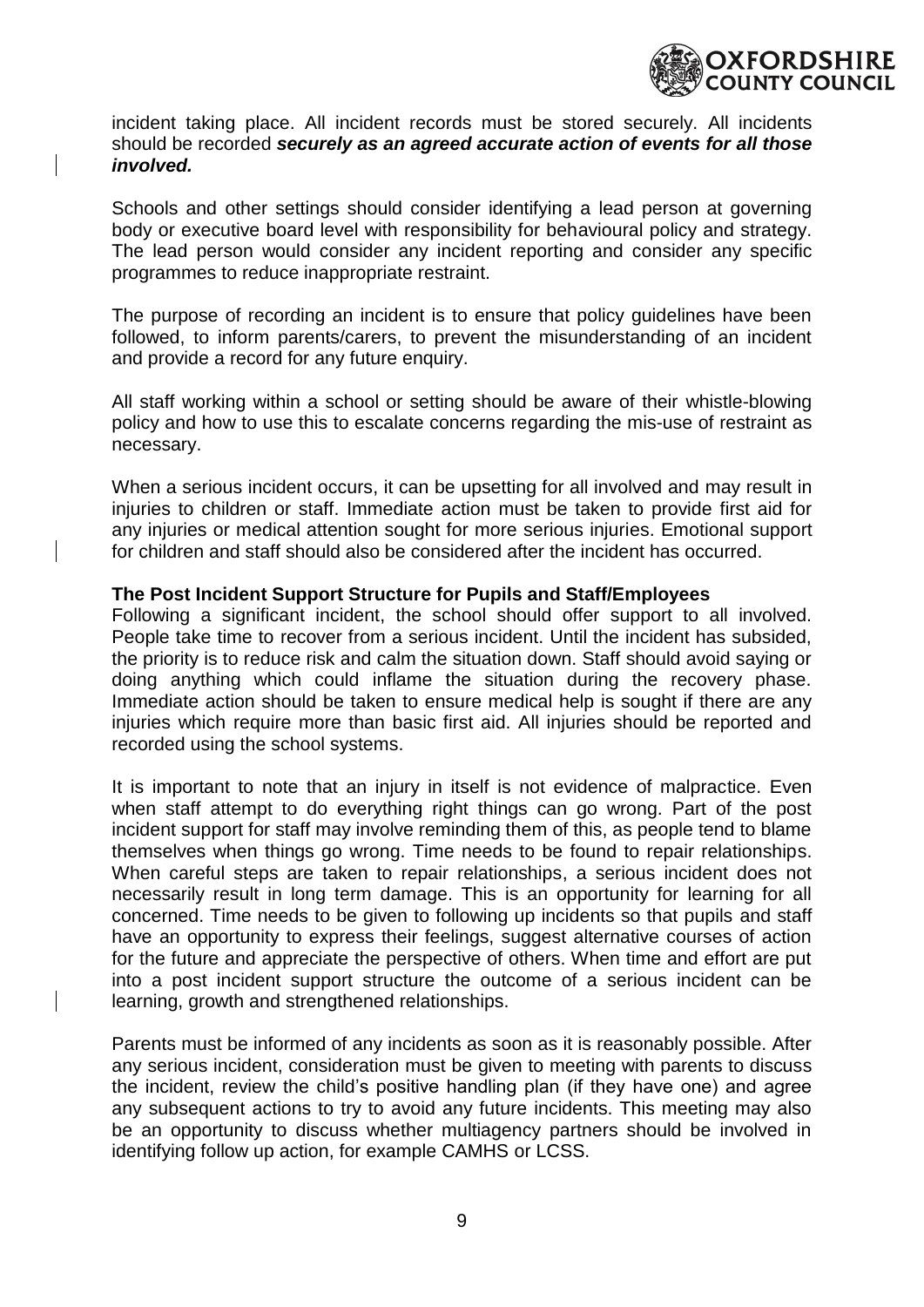incident taking place. All incident records must be stored securely. All incidents should be recorded ***securely as an agreed accurate action of events for all those involved.***

Schools and other settings should consider identifying a lead person at governing body or executive board level with responsibility for behavioural policy and strategy. The lead person would consider any incident reporting and consider any specific programmes to reduce inappropriate restraint.

The purpose of recording an incident is to ensure that policy guidelines have been followed, to inform parents/carers, to prevent the misunderstanding of an incident and provide a record for any future enquiry.

All staff working within a school or setting should be aware of their whistle-blowing policy and how to use this to escalate concerns regarding the mis-use of restraint as necessary.

When a serious incident occurs, it can be upsetting for all involved and may result in injuries to children or staff. Immediate action must be taken to provide first aid for any injuries or medical attention sought for more serious injuries. Emotional support for children and staff should also be considered after the incident has occurred.

**The Post Incident Support Structure for Pupils and Staff/Employees**

Following a significant incident, the school should offer support to all involved. People take time to recover from a serious incident. Until the incident has subsided, the priority is to reduce risk and calm the situation down. Staff should avoid saying or doing anything which could inflame the situation during the recovery phase. Immediate action should be taken to ensure medical help is sought if there are any injuries which require more than basic first aid. All injuries should be reported and recorded using the school systems.

It is important to note that an injury in itself is not evidence of malpractice. Even when staff attempt to do everything right things can go wrong. Part of the post incident support for staff may involve reminding them of this, as people tend to blame themselves when things go wrong. Time needs to be found to repair relationships. When careful steps are taken to repair relationships, a serious incident does not necessarily result in long term damage. This is an opportunity for learning for all concerned. Time needs to be given to following up incidents so that pupils and staff have an opportunity to express their feelings, suggest alternative courses of action for the future and appreciate the perspective of others. When time and effort are put into a post incident support structure the outcome of a serious incident can be learning, growth and strengthened relationships.

Parents must be informed of any incidents as soon as it is reasonably possible. After any serious incident, consideration must be given to meeting with parents to discuss the incident, review the child's positive handling plan (if they have one) and agree any subsequent actions to try to avoid any future incidents. This meeting may also be an opportunity to discuss whether multiagency partners should be involved in identifying follow up action, for example CAMHS or LCSS.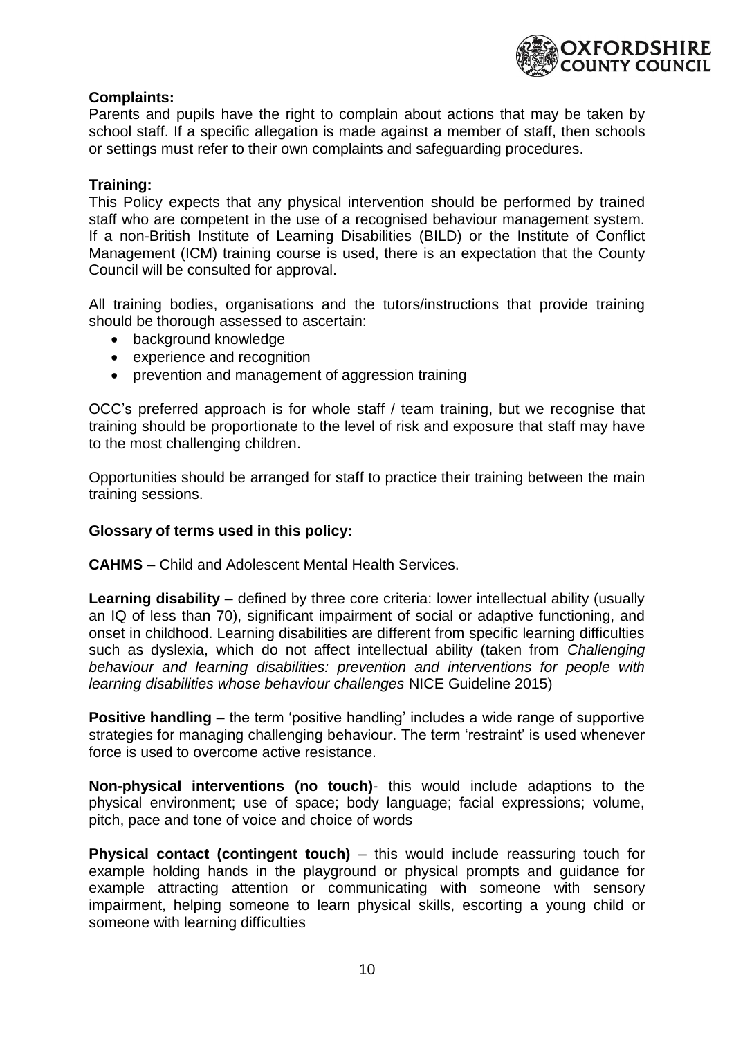**Complaints:**

Parents and pupils have the right to complain about actions that may be taken by school staff. If a specific allegation is made against a member of staff, then schools or settings must refer to their own complaints and safeguarding procedures.

**Training:**

This Policy expects that any physical intervention should be performed by trained staff who are competent in the use of a recognised behaviour management system. If a non-British Institute of Learning Disabilities (BILD) or the Institute of Conflict Management (ICM) training course is used, there is an expectation that the County Council will be consulted for approval.

All training bodies, organisations and the tutors/instructions that provide training should be thorough assessed to ascertain:

- background knowledge
- experience and recognition
- prevention and management of aggression training

OCC's preferred approach is for whole staff / team training, but we recognise that training should be proportionate to the level of risk and exposure that staff may have to the most challenging children.

Opportunities should be arranged for staff to practice their training between the main training sessions.

**Glossary of terms used in this policy:**

**CAHMS** – Child and Adolescent Mental Health Services.

**Learning disability** – defined by three core criteria: lower intellectual ability (usually an IQ of less than 70), significant impairment of social or adaptive functioning, and onset in childhood. Learning disabilities are different from specific learning difficulties such as dyslexia, which do not affect intellectual ability (taken from *Challenging behaviour and learning disabilities: prevention and interventions for people with learning disabilities whose behaviour challenges* NICE Guideline 2015)

**Positive handling** – the term 'positive handling' includes a wide range of supportive strategies for managing challenging behaviour. The term 'restraint' is used whenever force is used to overcome active resistance.

**Non-physical interventions (no touch)**- this would include adaptions to the physical environment; use of space; body language; facial expressions; volume, pitch, pace and tone of voice and choice of words

**Physical contact (contingent touch)** – this would include reassuring touch for example holding hands in the playground or physical prompts and guidance for example attracting attention or communicating with someone with sensory impairment, helping someone to learn physical skills, escorting a young child or someone with learning difficulties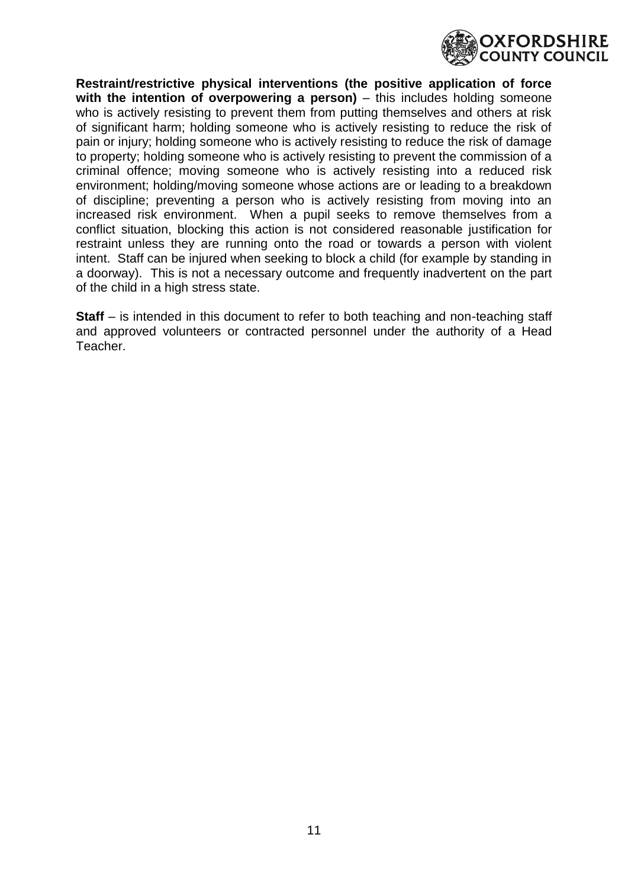**Restraint/restrictive physical interventions (the positive application of force with the intention of overpowering a person)** – this includes holding someone who is actively resisting to prevent them from putting themselves and others at risk of significant harm; holding someone who is actively resisting to reduce the risk of pain or injury; holding someone who is actively resisting to reduce the risk of damage to property; holding someone who is actively resisting to prevent the commission of a criminal offence; moving someone who is actively resisting into a reduced risk environment; holding/moving someone whose actions are or leading to a breakdown of discipline; preventing a person who is actively resisting from moving into an increased risk environment. When a pupil seeks to remove themselves from a conflict situation, blocking this action is not considered reasonable justification for restraint unless they are running onto the road or towards a person with violent intent. Staff can be injured when seeking to block a child (for example by standing in a doorway). This is not a necessary outcome and frequently inadvertent on the part of the child in a high stress state.

**Staff** – is intended in this document to refer to both teaching and non-teaching staff and approved volunteers or contracted personnel under the authority of a Head Teacher.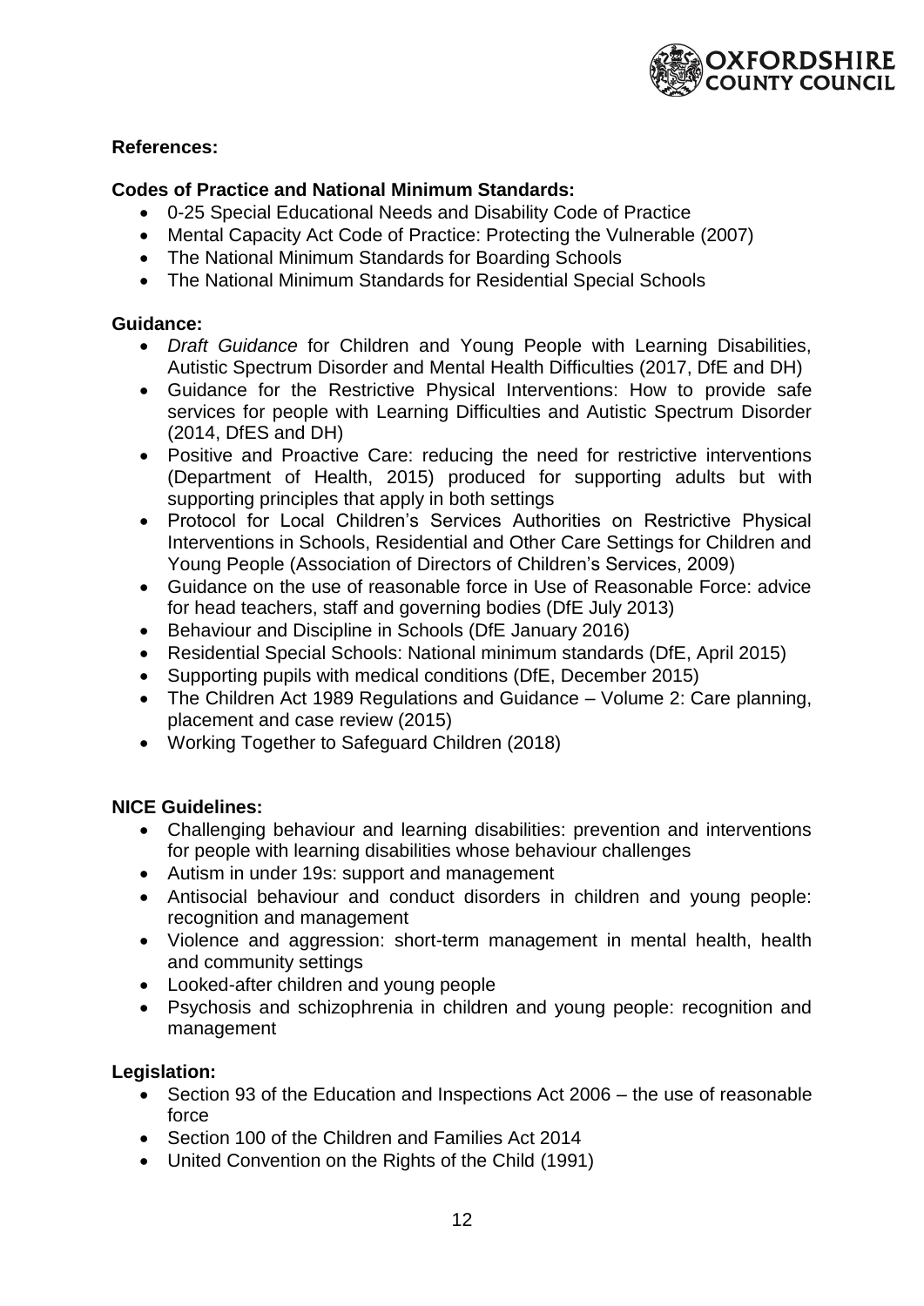**References:**

**Codes of Practice and National Minimum Standards:**

- 0-25 Special Educational Needs and Disability Code of Practice
- Mental Capacity Act Code of Practice: Protecting the Vulnerable (2007)
- The National Minimum Standards for Boarding Schools
- The National Minimum Standards for Residential Special Schools

**Guidance:**

- *Draft Guidance* for Children and Young People with Learning Disabilities, Autistic Spectrum Disorder and Mental Health Difficulties (2017, DfE and DH)
- Guidance for the Restrictive Physical Interventions: How to provide safe services for people with Learning Difficulties and Autistic Spectrum Disorder (2014, DfES and DH)
- Positive and Proactive Care: reducing the need for restrictive interventions (Department of Health, 2015) produced for supporting adults but with supporting principles that apply in both settings
- Protocol for Local Children's Services Authorities on Restrictive Physical Interventions in Schools, Residential and Other Care Settings for Children and Young People (Association of Directors of Children's Services, 2009)
- Guidance on the use of reasonable force in Use of Reasonable Force: advice for head teachers, staff and governing bodies (DfE July 2013)
- Behaviour and Discipline in Schools (DfE January 2016)
- Residential Special Schools: National minimum standards (DfE, April 2015)
- Supporting pupils with medical conditions (DfE, December 2015)
- The Children Act 1989 Regulations and Guidance – Volume 2: Care planning, placement and case review (2015)
- Working Together to Safeguard Children (2018)

**NICE Guidelines:**

- Challenging behaviour and learning disabilities: prevention and interventions for people with learning disabilities whose behaviour challenges
- Autism in under 19s: support and management
- Antisocial behaviour and conduct disorders in children and young people: recognition and management
- Violence and aggression: short-term management in mental health, health and community settings
- Looked-after children and young people
- Psychosis and schizophrenia in children and young people: recognition and management

**Legislation:**

- Section 93 of the Education and Inspections Act 2006 – the use of reasonable force
- Section 100 of the Children and Families Act 2014
- United Convention on the Rights of the Child (1991)